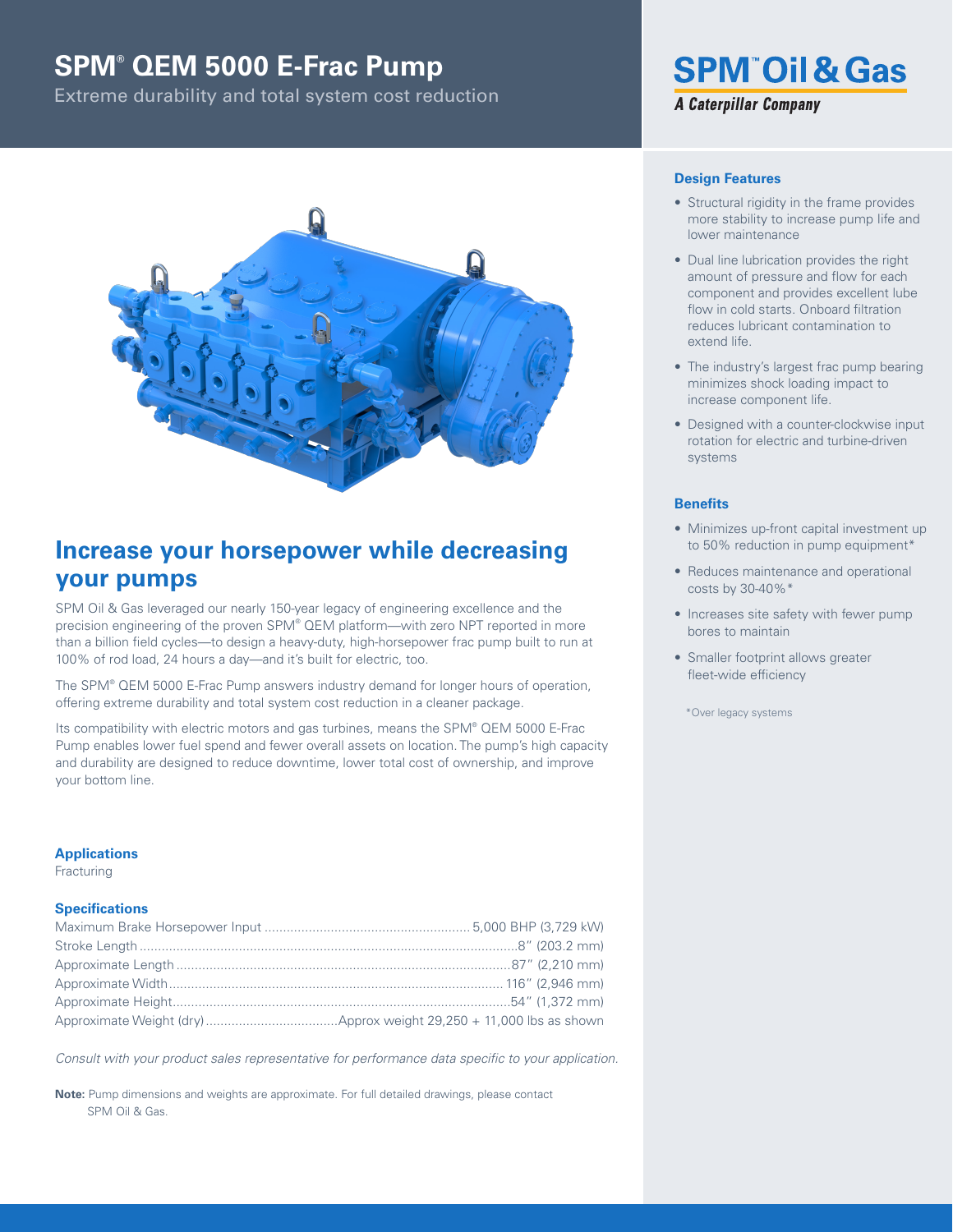# SPM® QEM 5000 E-Frac Pump

Extreme durability and total system cost reduction

SPM™ Oil & Gas

*A Caterpillar Company*

## Increase your horsepower while decreasing your pumps

SPM Oil & Gas leveraged our nearly 150-year legacy of engineering excellence and the precision engineering of the proven SPM® QEM platform—with zero NPT reported in more than a billion field cycles—to design a heavy-duty, high-horsepower frac pump built to run at 100% of rod load, 24 hours a day—and it's built for electric, too.

The SPM® QEM 5000 E-Frac Pump answers industry demand for longer hours of operation, offering extreme durability and total system cost reduction in a cleaner package.

Its compatibility with electric motors and gas turbines, means the SPM® QEM 5000 E-Frac Pump enables lower fuel spend and fewer overall assets on location. The pump's high capacity and durability are designed to reduce downtime, lower total cost of ownership, and improve your bottom line.

### Applications

Fracturing

### Specifications

| Specification | Value |
|---|---|
| Maximum Brake Horsepower Input | 5,000 BHP (3,729 kW) |
| Stroke Length | 8" (203.2 mm) |
| Approximate Length | 87" (2,210 mm) |
| Approximate Width | 116" (2,946 mm) |
| Approximate Height | 54" (1,372 mm) |
| Approximate Weight (dry) | Approx weight 29,250 + 11,000 lbs as shown |

*Consult with your product sales representative for performance data specific to your application.*

**Note:** Pump dimensions and weights are approximate. For full detailed drawings, please contact SPM Oil & Gas.

### Design Features

- Structural rigidity in the frame provides more stability to increase pump life and lower maintenance
- Dual line lubrication provides the right amount of pressure and flow for each component and provides excellent lube flow in cold starts. Onboard filtration reduces lubricant contamination to extend life.
- The industry's largest frac pump bearing minimizes shock loading impact to increase component life.
- Designed with a counter-clockwise input rotation for electric and turbine-driven systems

### Benefits

- Minimizes up-front capital investment up to 50% reduction in pump equipment*
- Reduces maintenance and operational costs by 30-40%*
- Increases site safety with fewer pump bores to maintain
- Smaller footprint allows greater fleet-wide efficiency

*Over legacy systems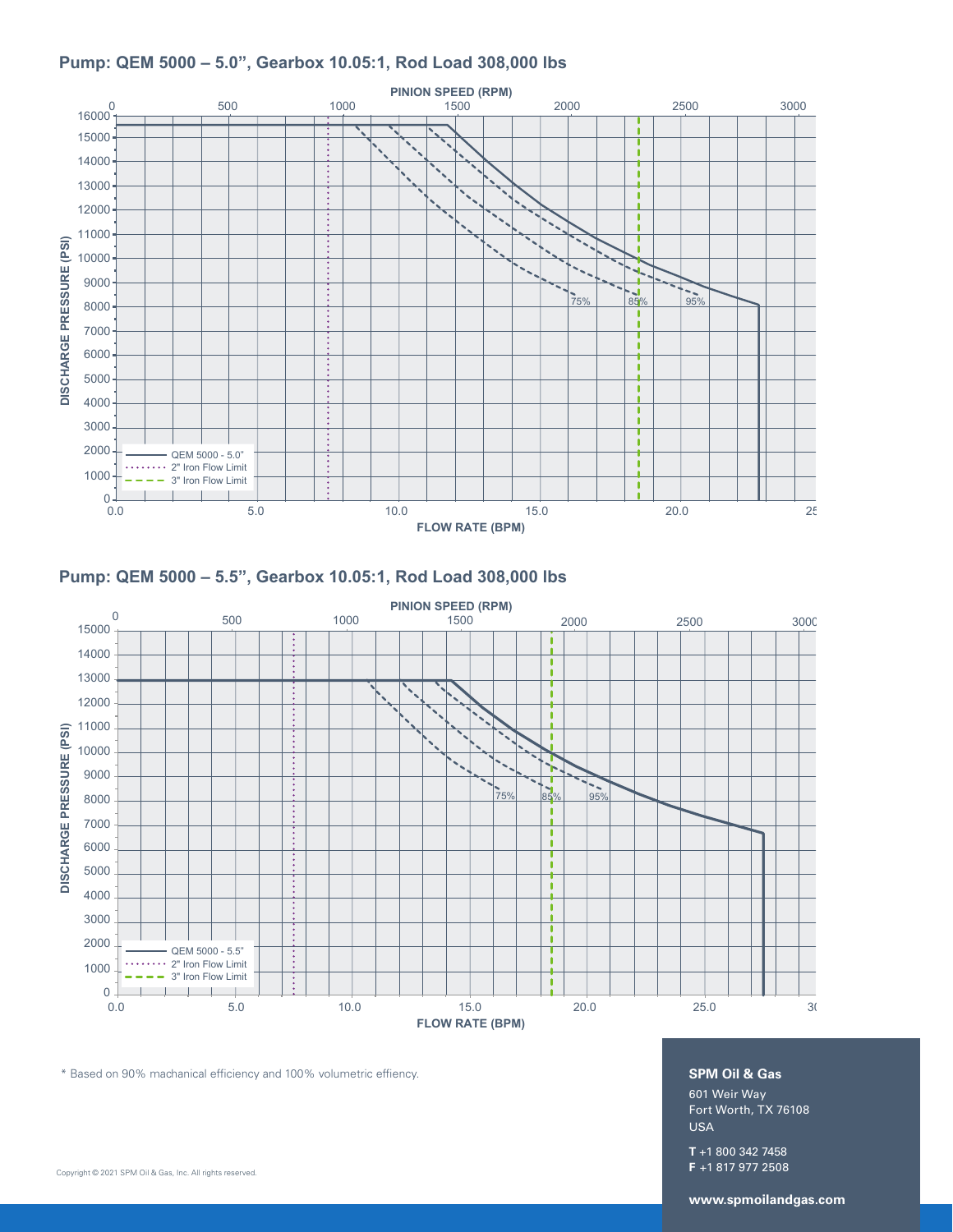## Pump: QEM 5000 – 5.0", Gearbox 10.05:1, Rod Load 308,000 lbs

PINION SPEED (RPM)

0
500
1000
1500
2000
2500
3000

DISCHARGE PRESSURE (PSI)

16000
15000
14000
13000
12000
11000
10000
9000
8000
7000
6000
5000
4000
3000
2000
1000
0

75%
85%
95%

QEM 5000 - 5.0"
2" Iron Flow Limit
3" Iron Flow Limit

0.0
5.0
10.0
15.0
20.0
25

FLOW RATE (BPM)

## Pump: QEM 5000 – 5.5", Gearbox 10.05:1, Rod Load 308,000 lbs

PINION SPEED (RPM)

0
500
1000
1500
2000
2500
3000

DISCHARGE PRESSURE (PSI)

15000
14000
13000
12000
11000
10000
9000
8000
7000
6000
5000
4000
3000
2000
1000
0

75%
85%
95%

QEM 5000 - 5.5"
2" Iron Flow Limit
3" Iron Flow Limit

0.0
5.0
10.0
15.0
20.0
25.0
30

FLOW RATE (BPM)

\* Based on 90% machanical efficiency and 100% volumetric effiency.

**SPM Oil & Gas**

601 Weir Way
Fort Worth, TX 76108
USA

**T** +1 800 342 7458
**F** +1 817 977 2508

**www.spmoilandgas.com**

Copyright © 2021 SPM Oil & Gas, Inc. All rights reserved.